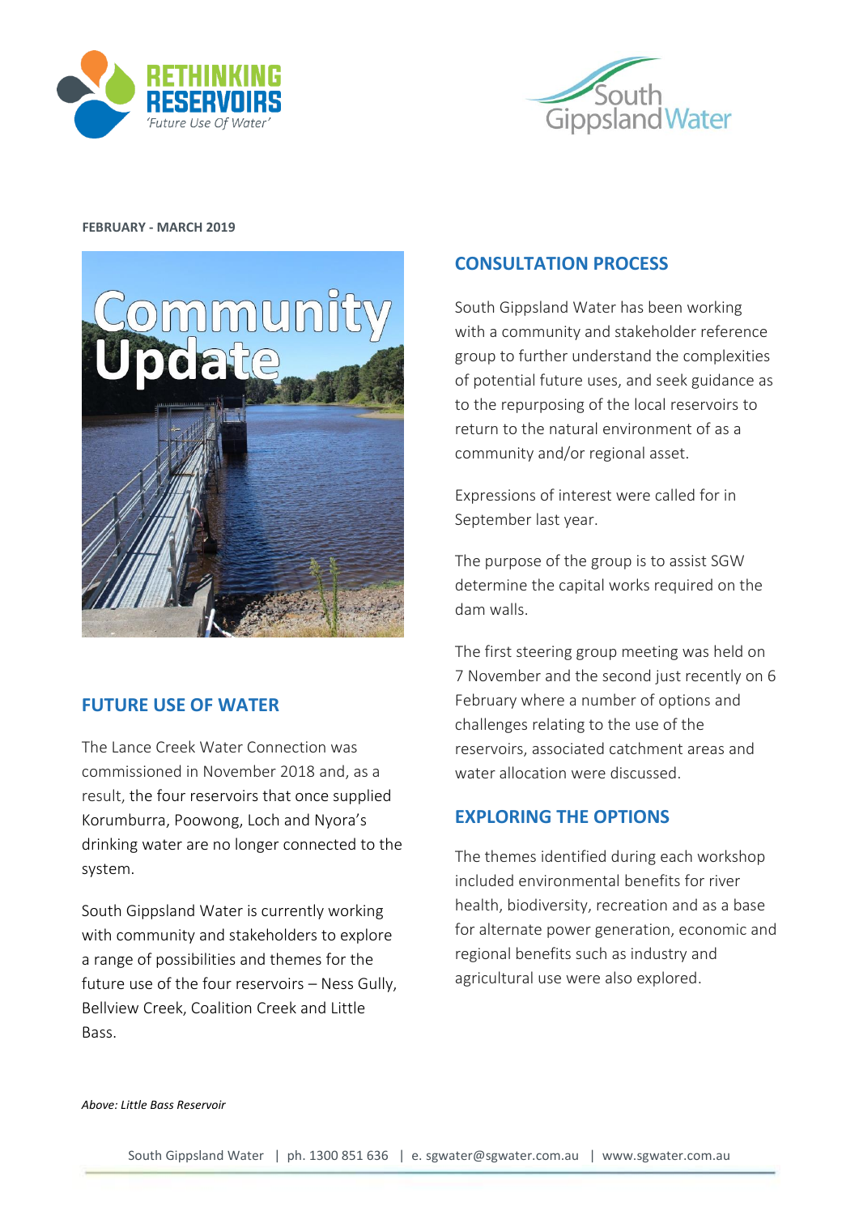RETHINKING RESERVOIRS
*'Future Use Of Water'*

South Gippsland Water

**FEBRUARY - MARCH 2019**

Community Update

## FUTURE USE OF WATER

The Lance Creek Water Connection was commissioned in November 2018 and, as a result, the four reservoirs that once supplied Korumburra, Poowong, Loch and Nyora's drinking water are no longer connected to the system.

South Gippsland Water is currently working with community and stakeholders to explore a range of possibilities and themes for the future use of the four reservoirs – Ness Gully, Bellview Creek, Coalition Creek and Little Bass.

*Above: Little Bass Reservoir*

## CONSULTATION PROCESS

South Gippsland Water has been working with a community and stakeholder reference group to further understand the complexities of potential future uses, and seek guidance as to the repurposing of the local reservoirs to return to the natural environment of as a community and/or regional asset.

Expressions of interest were called for in September last year.

The purpose of the group is to assist SGW determine the capital works required on the dam walls.

The first steering group meeting was held on 7 November and the second just recently on 6 February where a number of options and challenges relating to the use of the reservoirs, associated catchment areas and water allocation were discussed.

## EXPLORING THE OPTIONS

The themes identified during each workshop included environmental benefits for river health, biodiversity, recreation and as a base for alternate power generation, economic and regional benefits such as industry and agricultural use were also explored.

South Gippsland Water | ph. 1300 851 636 | e. sgwater@sgwater.com.au | www.sgwater.com.au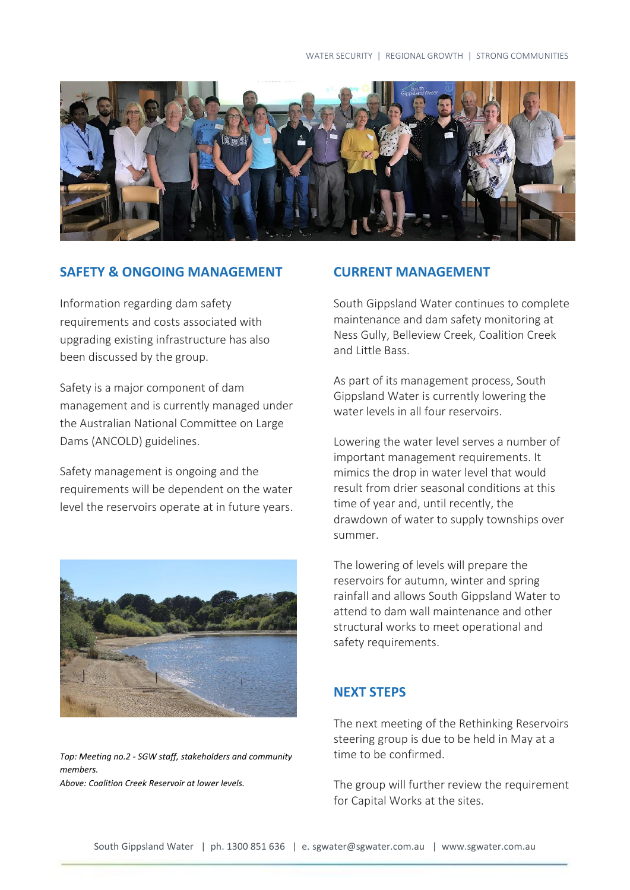## SAFETY & ONGOING MANAGEMENT

Information regarding dam safety requirements and costs associated with upgrading existing infrastructure has also been discussed by the group.

Safety is a major component of dam management and is currently managed under the Australian National Committee on Large Dams (ANCOLD) guidelines.

Safety management is ongoing and the requirements will be dependent on the water level the reservoirs operate at in future years.

*Top: Meeting no.2 - SGW staff, stakeholders and community members.*
*Above: Coalition Creek Reservoir at lower levels.*

## CURRENT MANAGEMENT

South Gippsland Water continues to complete maintenance and dam safety monitoring at Ness Gully, Belleview Creek, Coalition Creek and Little Bass.

As part of its management process, South Gippsland Water is currently lowering the water levels in all four reservoirs.

Lowering the water level serves a number of important management requirements. It mimics the drop in water level that would result from drier seasonal conditions at this time of year and, until recently, the drawdown of water to supply townships over summer.

The lowering of levels will prepare the reservoirs for autumn, winter and spring rainfall and allows South Gippsland Water to attend to dam wall maintenance and other structural works to meet operational and safety requirements.

## NEXT STEPS

The next meeting of the Rethinking Reservoirs steering group is due to be held in May at a time to be confirmed.

The group will further review the requirement for Capital Works at the sites.